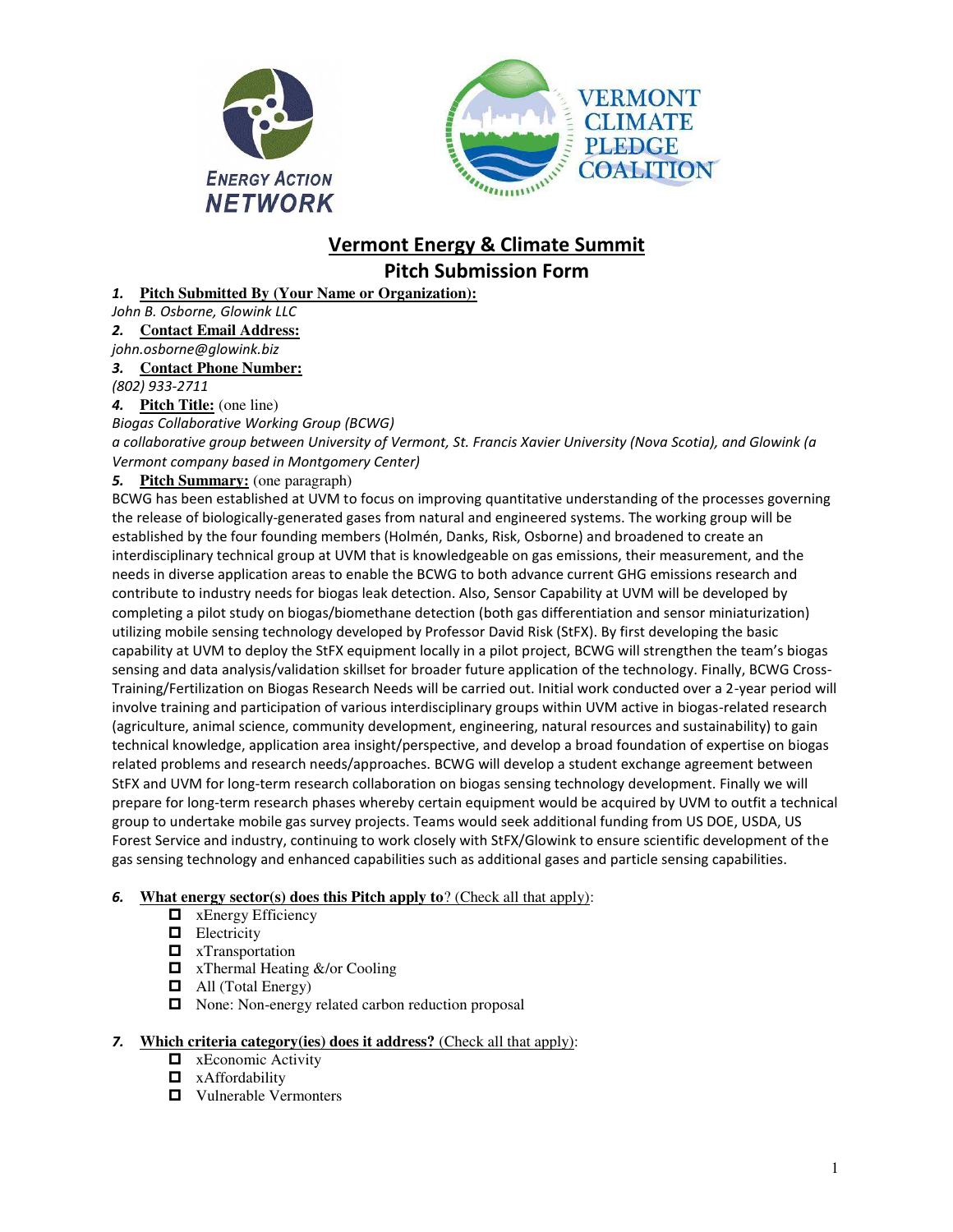# Vermont Energy & Climate Summit

## Pitch Submission Form

1. **Pitch Submitted By (Your Name or Organization):**

*John B. Osborne, Glowink LLC*

2. **Contact Email Address:**

*john.osborne@glowink.biz*

3. **Contact Phone Number:**

*(802) 933-2711*

4. **Pitch Title:** (one line)

*Biogas Collaborative Working Group (BCWG)*

*a collaborative group between University of Vermont, St. Francis Xavier University (Nova Scotia), and Glowink (a Vermont company based in Montgomery Center)*

5. **Pitch Summary:** (one paragraph)

BCWG has been established at UVM to focus on improving quantitative understanding of the processes governing the release of biologically-generated gases from natural and engineered systems. The working group will be established by the four founding members (Holmén, Danks, Risk, Osborne) and broadened to create an interdisciplinary technical group at UVM that is knowledgeable on gas emissions, their measurement, and the needs in diverse application areas to enable the BCWG to both advance current GHG emissions research and contribute to industry needs for biogas leak detection. Also, Sensor Capability at UVM will be developed by completing a pilot study on biogas/biomethane detection (both gas differentiation and sensor miniaturization) utilizing mobile sensing technology developed by Professor David Risk (StFX). By first developing the basic capability at UVM to deploy the StFX equipment locally in a pilot project, BCWG will strengthen the team's biogas sensing and data analysis/validation skillset for broader future application of the technology. Finally, BCWG Cross-Training/Fertilization on Biogas Research Needs will be carried out. Initial work conducted over a 2-year period will involve training and participation of various interdisciplinary groups within UVM active in biogas-related research (agriculture, animal science, community development, engineering, natural resources and sustainability) to gain technical knowledge, application area insight/perspective, and develop a broad foundation of expertise on biogas related problems and research needs/approaches. BCWG will develop a student exchange agreement between StFX and UVM for long-term research collaboration on biogas sensing technology development. Finally we will prepare for long-term research phases whereby certain equipment would be acquired by UVM to outfit a technical group to undertake mobile gas survey projects. Teams would seek additional funding from US DOE, USDA, US Forest Service and industry, continuing to work closely with StFX/Glowink to ensure scientific development of the gas sensing technology and enhanced capabilities such as additional gases and particle sensing capabilities.

6. **What energy sector(s) does this Pitch apply to**? (Check all that apply):

- ☐ xEnergy Efficiency
- ☐ Electricity
- ☐ xTransportation
- ☐ xThermal Heating &/or Cooling
- ☐ All (Total Energy)
- ☐ None: Non-energy related carbon reduction proposal

7. **Which criteria category(ies) does it address?** (Check all that apply):

- ☐ xEconomic Activity
- ☐ xAffordability
- ☐ Vulnerable Vermonters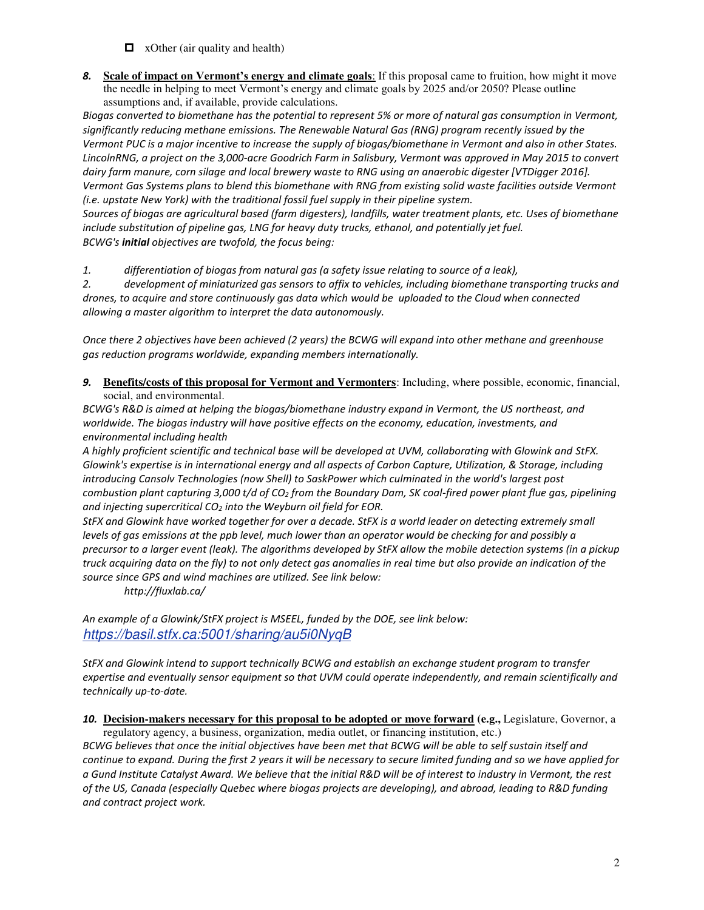- ☐ xOther (air quality and health)

***8.*** **Scale of impact on Vermont's energy and climate goals**: If this proposal came to fruition, how might it move the needle in helping to meet Vermont's energy and climate goals by 2025 and/or 2050? Please outline assumptions and, if available, provide calculations.

*Biogas converted to biomethane has the potential to represent 5% or more of natural gas consumption in Vermont, significantly reducing methane emissions. The Renewable Natural Gas (RNG) program recently issued by the Vermont PUC is a major incentive to increase the supply of biogas/biomethane in Vermont and also in other States. LincolnRNG, a project on the 3,000-acre Goodrich Farm in Salisbury, Vermont was approved in May 2015 to convert dairy farm manure, corn silage and local brewery waste to RNG using an anaerobic digester [VTDigger 2016]. Vermont Gas Systems plans to blend this biomethane with RNG from existing solid waste facilities outside Vermont (i.e. upstate New York) with the traditional fossil fuel supply in their pipeline system.*

*Sources of biogas are agricultural based (farm digesters), landfills, water treatment plants, etc. Uses of biomethane include substitution of pipeline gas, LNG for heavy duty trucks, ethanol, and potentially jet fuel.*

*BCWG's **initial** objectives are twofold, the focus being:*

*1. differentiation of biogas from natural gas (a safety issue relating to source of a leak),*

*2. development of miniaturized gas sensors to affix to vehicles, including biomethane transporting trucks and drones, to acquire and store continuously gas data which would be uploaded to the Cloud when connected allowing a master algorithm to interpret the data autonomously.*

*Once there 2 objectives have been achieved (2 years) the BCWG will expand into other methane and greenhouse gas reduction programs worldwide, expanding members internationally.*

***9.*** **Benefits/costs of this proposal for Vermont and Vermonters**: Including, where possible, economic, financial, social, and environmental.

*BCWG's R&D is aimed at helping the biogas/biomethane industry expand in Vermont, the US northeast, and worldwide. The biogas industry will have positive effects on the economy, education, investments, and environmental including health*

*A highly proficient scientific and technical base will be developed at UVM, collaborating with Glowink and StFX. Glowink's expertise is in international energy and all aspects of Carbon Capture, Utilization, & Storage, including introducing Cansolv Technologies (now Shell) to SaskPower which culminated in the world's largest post combustion plant capturing 3,000 t/d of $CO_2$ from the Boundary Dam, SK coal-fired power plant flue gas, pipelining and injecting supercritical $CO_2$ into the Weyburn oil field for EOR.*

*StFX and Glowink have worked together for over a decade. StFX is a world leader on detecting extremely small levels of gas emissions at the ppb level, much lower than an operator would be checking for and possibly a precursor to a larger event (leak). The algorithms developed by StFX allow the mobile detection systems (in a pickup truck acquiring data on the fly) to not only detect gas anomalies in real time but also provide an indication of the source since GPS and wind machines are utilized. See link below:*

*http://fluxlab.ca/*

*An example of a Glowink/StFX project is MSEEL, funded by the DOE, see link below:*
*https://basil.stfx.ca:5001/sharing/au5i0NyqB*

*StFX and Glowink intend to support technically BCWG and establish an exchange student program to transfer expertise and eventually sensor equipment so that UVM could operate independently, and remain scientifically and technically up-to-date.*

***10.*** **Decision-makers necessary for this proposal to be adopted or move forward (e.g.,** Legislature, Governor, a regulatory agency, a business, organization, media outlet, or financing institution, etc.)

*BCWG believes that once the initial objectives have been met that BCWG will be able to self sustain itself and continue to expand. During the first 2 years it will be necessary to secure limited funding and so we have applied for a Gund Institute Catalyst Award. We believe that the initial R&D will be of interest to industry in Vermont, the rest of the US, Canada (especially Quebec where biogas projects are developing), and abroad, leading to R&D funding and contract project work.*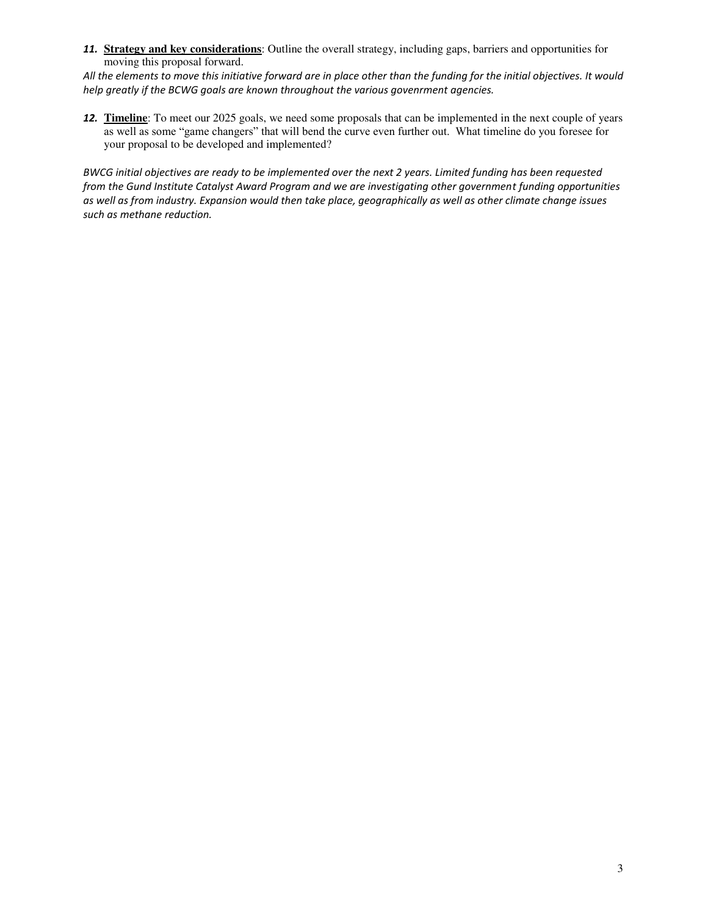***11.*** **Strategy and key considerations**: Outline the overall strategy, including gaps, barriers and opportunities for moving this proposal forward.

*All the elements to move this initiative forward are in place other than the funding for the initial objectives. It would help greatly if the BCWG goals are known throughout the various govenrment agencies.*

***12.*** **Timeline**: To meet our 2025 goals, we need some proposals that can be implemented in the next couple of years as well as some "game changers" that will bend the curve even further out. What timeline do you foresee for your proposal to be developed and implemented?

*BWCG initial objectives are ready to be implemented over the next 2 years. Limited funding has been requested from the Gund Institute Catalyst Award Program and we are investigating other government funding opportunities as well as from industry. Expansion would then take place, geographically as well as other climate change issues such as methane reduction.*